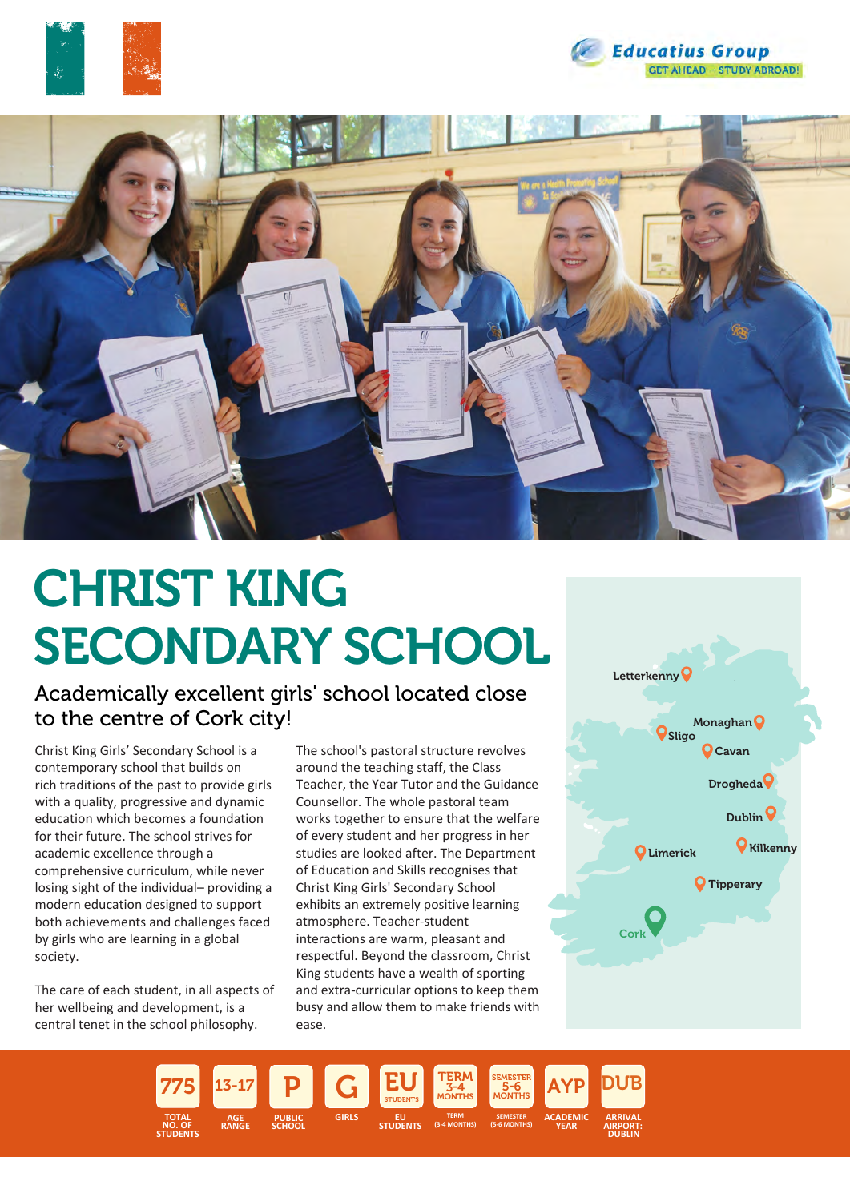# CHRIST KING SECONDARY SCHOOL

## Academically excellent girls' school located close to the centre of Cork city!

Christ King Girls' Secondary School is a contemporary school that builds on rich traditions of the past to provide girls with a quality, progressive and dynamic education which becomes a foundation for their future. The school strives for academic excellence through a comprehensive curriculum, while never losing sight of the individual– providing a modern education designed to support both achievements and challenges faced by girls who are learning in a global society.

The care of each student, in all aspects of her wellbeing and development, is a central tenet in the school philosophy.

The school's pastoral structure revolves around the teaching staff, the Class Teacher, the Year Tutor and the Guidance Counsellor. The whole pastoral team works together to ensure that the welfare of every student and her progress in her studies are looked after. The Department of Education and Skills recognises that Christ King Girls' Secondary School exhibits an extremely positive learning atmosphere. Teacher-student interactions are warm, pleasant and respectful. Beyond the classroom, Christ King students have a wealth of sporting and extra-curricular options to keep them busy and allow them to make friends with ease.

| 775 | 13-17 | P | G | EU | TERM 3-4 MONTHS | SEMESTER 5-6 MONTHS | AYP | DUB |
|---|---|---|---|---|---|---|---|---|
| TOTAL NO. OF STUDENTS | AGE RANGE | PUBLIC SCHOOL | GIRLS | EU STUDENTS | TERM (3-4 MONTHS) | SEMESTER (5-6 MONTHS) | ACADEMIC YEAR | ARRIVAL AIRPORT: DUBLIN |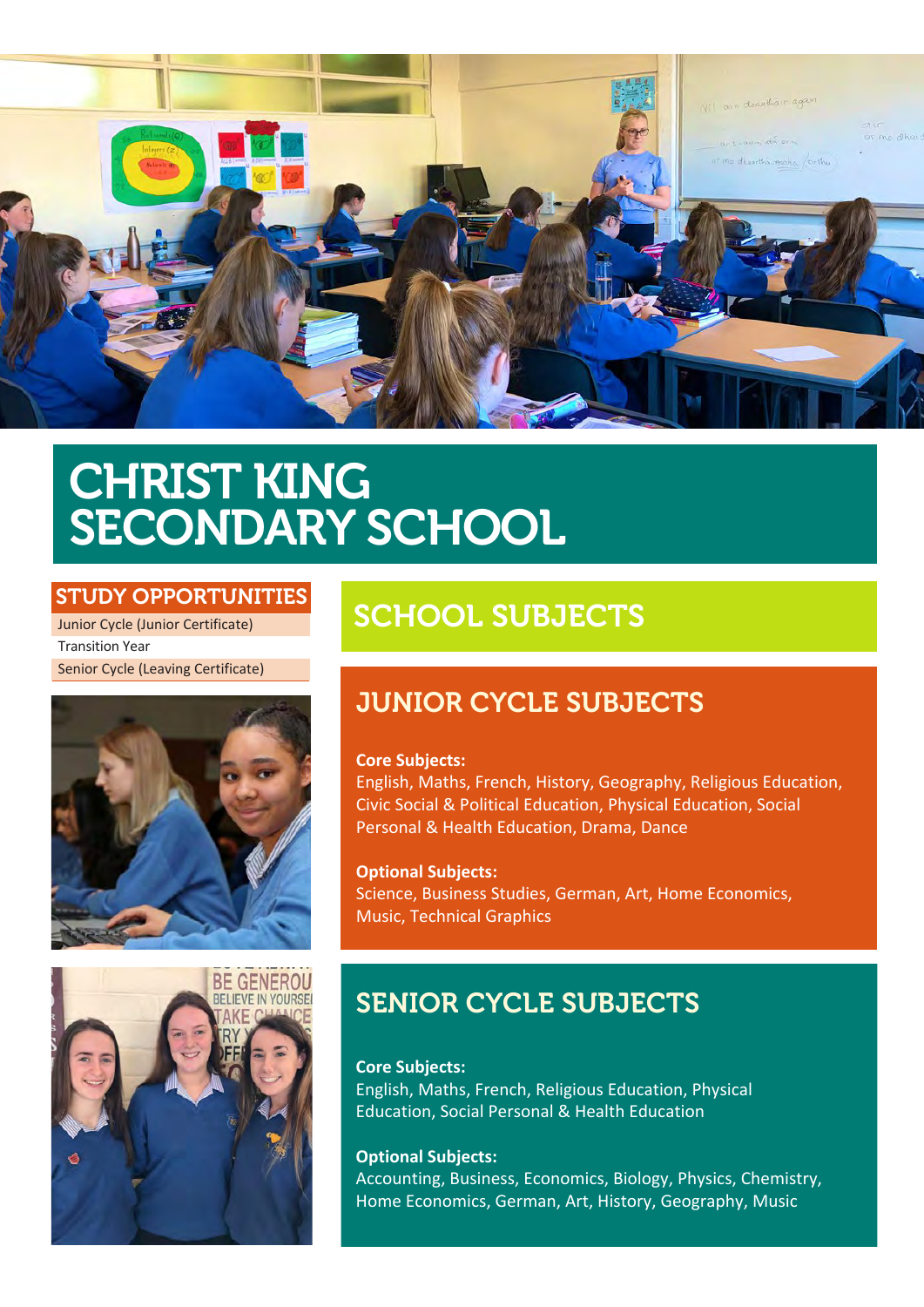# CHRIST KING SECONDARY SCHOOL

## STUDY OPPORTUNITIES

- Junior Cycle (Junior Certificate)
- Transition Year
- Senior Cycle (Leaving Certificate)

## SCHOOL SUBJECTS

### JUNIOR CYCLE SUBJECTS

**Core Subjects:**
English, Maths, French, History, Geography, Religious Education, Civic Social & Political Education, Physical Education, Social Personal & Health Education, Drama, Dance

**Optional Subjects:**
Science, Business Studies, German, Art, Home Economics, Music, Technical Graphics

### SENIOR CYCLE SUBJECTS

**Core Subjects:**
English, Maths, French, Religious Education, Physical Education, Social Personal & Health Education

**Optional Subjects:**
Accounting, Business, Economics, Biology, Physics, Chemistry, Home Economics, German, Art, History, Geography, Music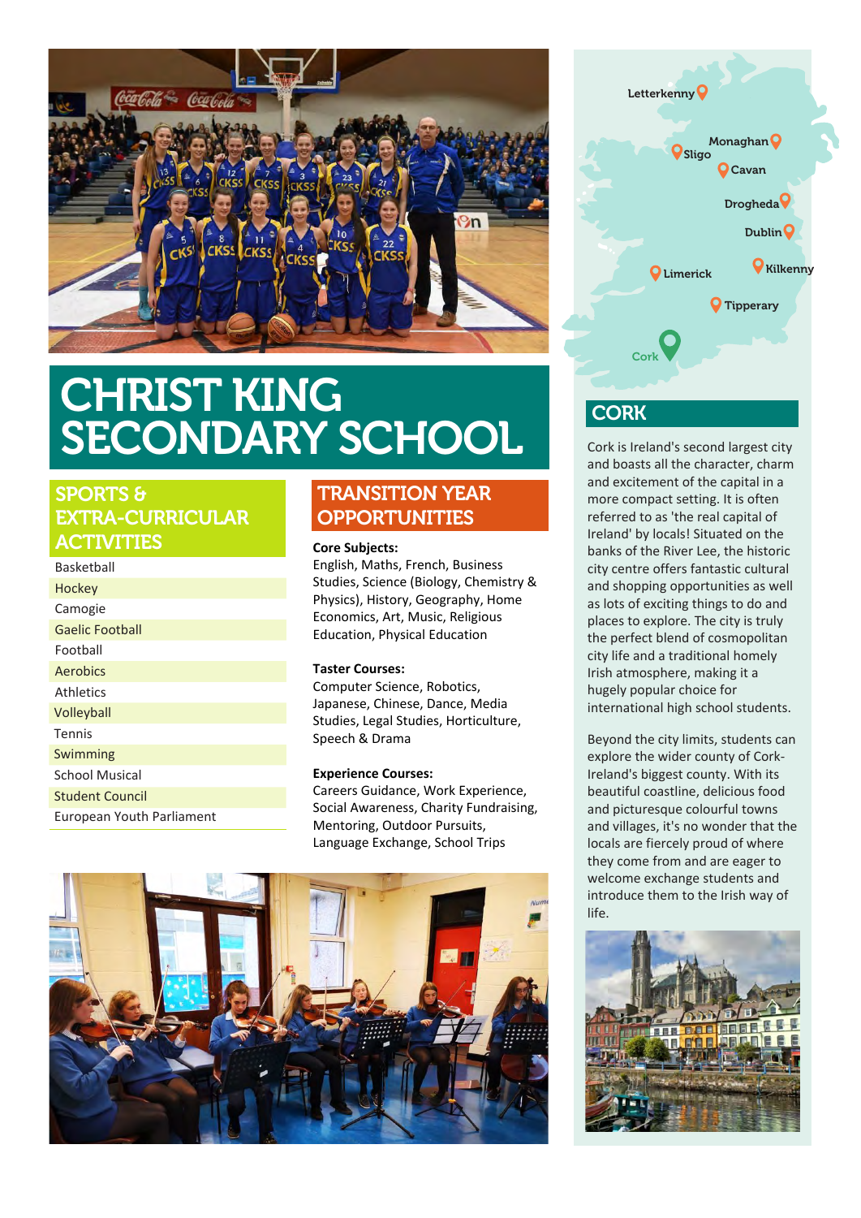# CHRIST KING SECONDARY SCHOOL

## SPORTS & EXTRA-CURRICULAR ACTIVITIES

- Basketball
- Hockey
- Camogie
- Gaelic Football
- Football
- Aerobics
- Athletics
- Volleyball
- Tennis
- Swimming
- School Musical
- Student Council
- European Youth Parliament

## TRANSITION YEAR OPPORTUNITIES

**Core Subjects:**
English, Maths, French, Business Studies, Science (Biology, Chemistry & Physics), History, Geography, Home Economics, Art, Music, Religious Education, Physical Education

**Taster Courses:**
Computer Science, Robotics, Japanese, Chinese, Dance, Media Studies, Legal Studies, Horticulture, Speech & Drama

**Experience Courses:**
Careers Guidance, Work Experience, Social Awareness, Charity Fundraising, Mentoring, Outdoor Pursuits, Language Exchange, School Trips

Letterkenny
Monaghan
Sligo
Cavan
Drogheda
Dublin
Limerick
Kilkenny
Tipperary
Cork

## CORK

Cork is Ireland's second largest city and boasts all the character, charm and excitement of the capital in a more compact setting. It is often referred to as 'the real capital of Ireland' by locals! Situated on the banks of the River Lee, the historic city centre offers fantastic cultural and shopping opportunities as well as lots of exciting things to do and places to explore. The city is truly the perfect blend of cosmopolitan city life and a traditional homely Irish atmosphere, making it a hugely popular choice for international high school students.

Beyond the city limits, students can explore the wider county of Cork- Ireland's biggest county. With its beautiful coastline, delicious food and picturesque colourful towns and villages, it's no wonder that the locals are fiercely proud of where they come from and are eager to welcome exchange students and introduce them to the Irish way of life.